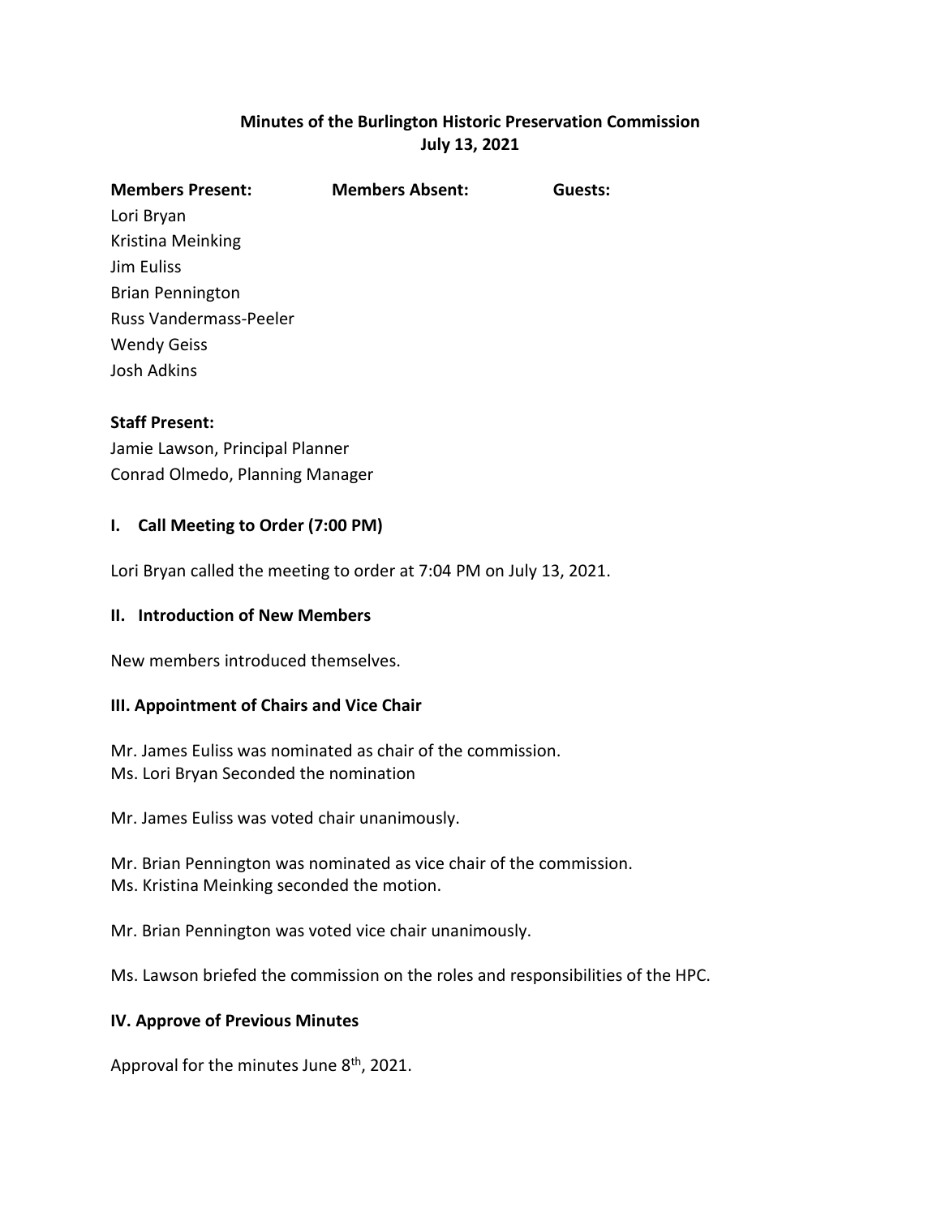**Minutes of the Burlington Historic Preservation Commission**
**July 13, 2021**

| **Members Present:** | **Members Absent:** | **Guests:** |
| --- | --- | --- |
| Lori Bryan | | |
| Kristina Meinking | | |
| Jim Euliss | | |
| Brian Pennington | | |
| Russ Vandermass-Peeler | | |
| Wendy Geiss | | |
| Josh Adkins | | |

**Staff Present:**
Jamie Lawson, Principal Planner
Conrad Olmedo, Planning Manager

## I. Call Meeting to Order (7:00 PM)

Lori Bryan called the meeting to order at 7:04 PM on July 13, 2021.

## II. Introduction of New Members

New members introduced themselves.

## III. Appointment of Chairs and Vice Chair

Mr. James Euliss was nominated as chair of the commission.
Ms. Lori Bryan Seconded the nomination

Mr. James Euliss was voted chair unanimously.

Mr. Brian Pennington was nominated as vice chair of the commission.
Ms. Kristina Meinking seconded the motion.

Mr. Brian Pennington was voted vice chair unanimously.

Ms. Lawson briefed the commission on the roles and responsibilities of the HPC.

## IV. Approve of Previous Minutes

Approval for the minutes June 8th, 2021.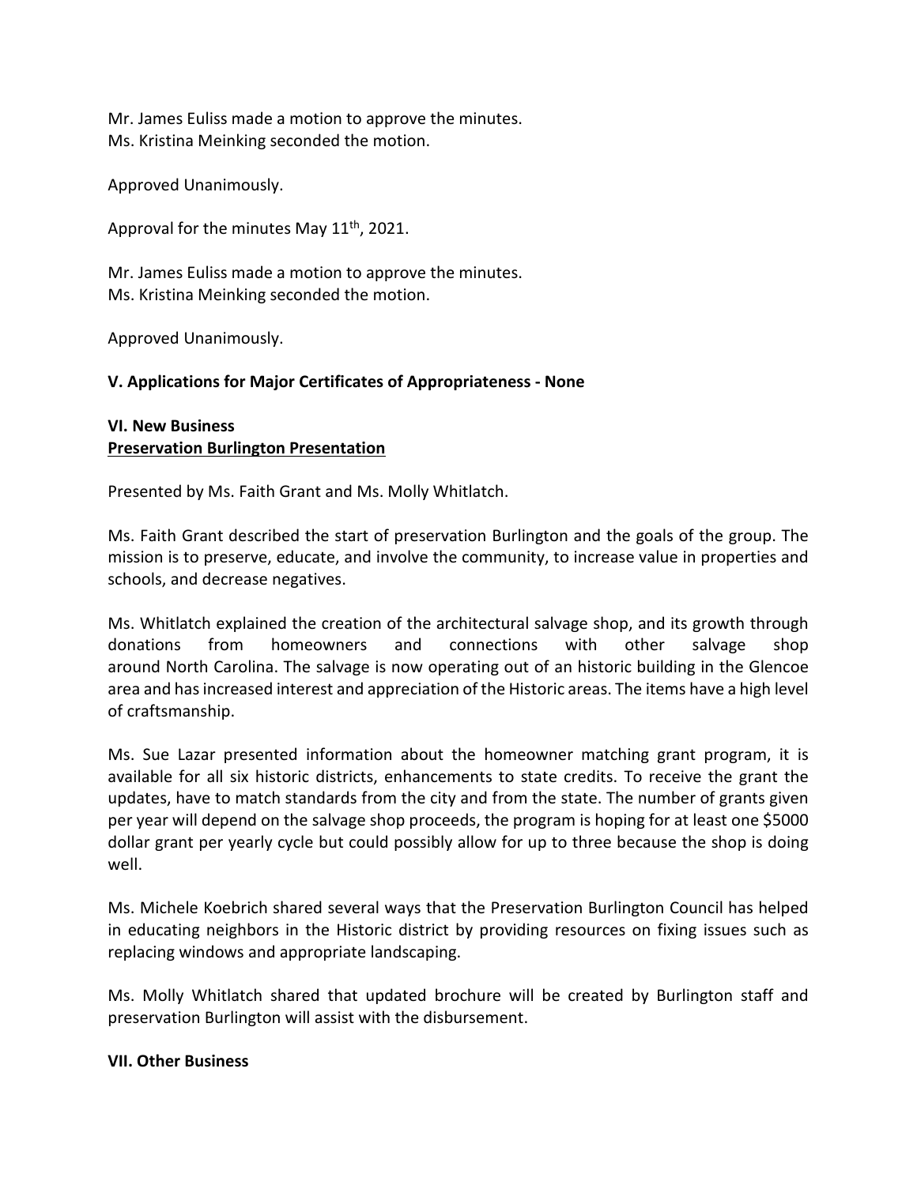Mr. James Euliss made a motion to approve the minutes.
Ms. Kristina Meinking seconded the motion.

Approved Unanimously.

Approval for the minutes May 11th, 2021.

Mr. James Euliss made a motion to approve the minutes.
Ms. Kristina Meinking seconded the motion.

Approved Unanimously.

**V. Applications for Major Certificates of Appropriateness - None**

**VI. New Business**
**Preservation Burlington Presentation**

Presented by Ms. Faith Grant and Ms. Molly Whitlatch.

Ms. Faith Grant described the start of preservation Burlington and the goals of the group. The mission is to preserve, educate, and involve the community, to increase value in properties and schools, and decrease negatives.

Ms. Whitlatch explained the creation of the architectural salvage shop, and its growth through donations from homeowners and connections with other salvage shop around North Carolina. The salvage is now operating out of an historic building in the Glencoe area and has increased interest and appreciation of the Historic areas. The items have a high level of craftsmanship.

Ms. Sue Lazar presented information about the homeowner matching grant program, it is available for all six historic districts, enhancements to state credits. To receive the grant the updates, have to match standards from the city and from the state. The number of grants given per year will depend on the salvage shop proceeds, the program is hoping for at least one $5000 dollar grant per yearly cycle but could possibly allow for up to three because the shop is doing well.

Ms. Michele Koebrich shared several ways that the Preservation Burlington Council has helped in educating neighbors in the Historic district by providing resources on fixing issues such as replacing windows and appropriate landscaping.

Ms. Molly Whitlatch shared that updated brochure will be created by Burlington staff and preservation Burlington will assist with the disbursement.

**VII. Other Business**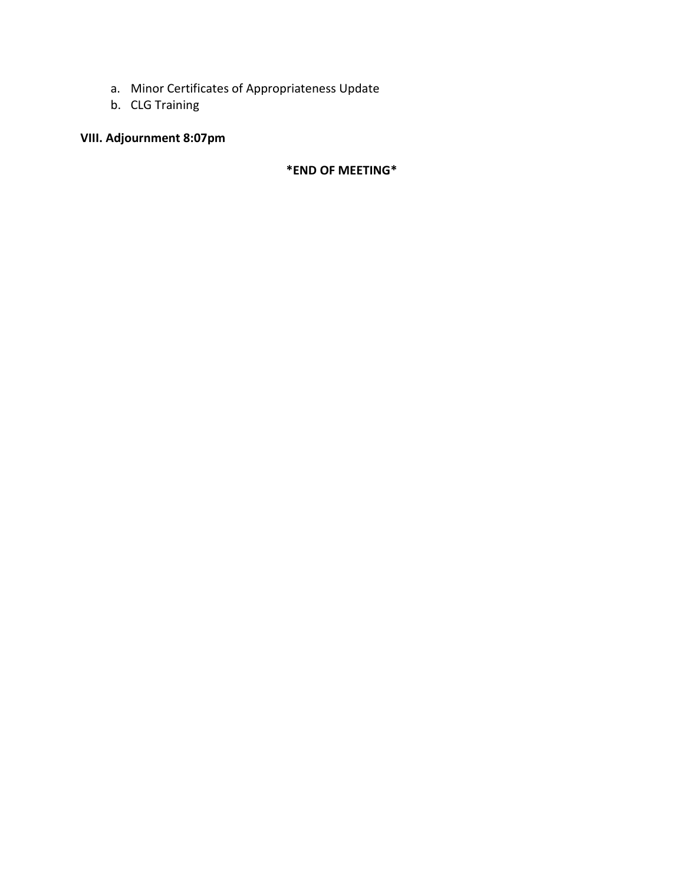a. Minor Certificates of Appropriateness Update
b. CLG Training

**VIII. Adjournment 8:07pm**

**\*END OF MEETING\***

a. Minor Certificates of Appropriateness Update
b. CLG Training

**VIII. Adjournment 8:07pm**

***END OF MEETING***